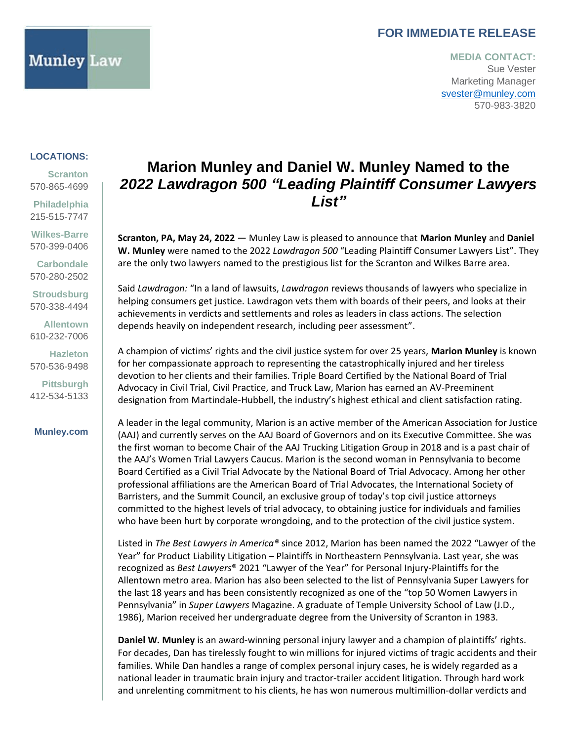Munley Law

**FOR IMMEDIATE RELEASE**

**MEDIA CONTACT:**
Sue Vester
Marketing Manager
svester@munley.com
570-983-3820

**LOCATIONS:**

**Scranton**
570-865-4699

**Philadelphia**
215-515-7747

**Wilkes-Barre**
570-399-0406

**Carbondale**
570-280-2502

**Stroudsburg**
570-338-4494

**Allentown**
610-232-7006

**Hazleton**
570-536-9498

**Pittsburgh**
412-534-5133

**Munley.com**

# Marion Munley and Daniel W. Munley Named to the *2022 Lawdragon 500 "Leading Plaintiff Consumer Lawyers List"*

**Scranton, PA, May 24, 2022** — Munley Law is pleased to announce that **Marion Munley** and **Daniel W. Munley** were named to the 2022 *Lawdragon 500* "Leading Plaintiff Consumer Lawyers List". They are the only two lawyers named to the prestigious list for the Scranton and Wilkes Barre area.

Said *Lawdragon:* "In a land of lawsuits, *Lawdragon* reviews thousands of lawyers who specialize in helping consumers get justice. Lawdragon vets them with boards of their peers, and looks at their achievements in verdicts and settlements and roles as leaders in class actions. The selection depends heavily on independent research, including peer assessment".

A champion of victims' rights and the civil justice system for over 25 years, **Marion Munley** is known for her compassionate approach to representing the catastrophically injured and her tireless devotion to her clients and their families. Triple Board Certified by the National Board of Trial Advocacy in Civil Trial, Civil Practice, and Truck Law, Marion has earned an AV-Preeminent designation from Martindale-Hubbell, the industry's highest ethical and client satisfaction rating.

A leader in the legal community, Marion is an active member of the American Association for Justice (AAJ) and currently serves on the AAJ Board of Governors and on its Executive Committee. She was the first woman to become Chair of the AAJ Trucking Litigation Group in 2018 and is a past chair of the AAJ's Women Trial Lawyers Caucus. Marion is the second woman in Pennsylvania to become Board Certified as a Civil Trial Advocate by the National Board of Trial Advocacy. Among her other professional affiliations are the American Board of Trial Advocates, the International Society of Barristers, and the Summit Council, an exclusive group of today's top civil justice attorneys committed to the highest levels of trial advocacy, to obtaining justice for individuals and families who have been hurt by corporate wrongdoing, and to the protection of the civil justice system.

Listed in *The Best Lawyers in America®* since 2012, Marion has been named the 2022 "Lawyer of the Year" for Product Liability Litigation – Plaintiffs in Northeastern Pennsylvania. Last year, she was recognized as *Best Lawyers®* 2021 "Lawyer of the Year" for Personal Injury-Plaintiffs for the Allentown metro area. Marion has also been selected to the list of Pennsylvania Super Lawyers for the last 18 years and has been consistently recognized as one of the "top 50 Women Lawyers in Pennsylvania" in *Super Lawyers* Magazine. A graduate of Temple University School of Law (J.D., 1986), Marion received her undergraduate degree from the University of Scranton in 1983.

**Daniel W. Munley** is an award-winning personal injury lawyer and a champion of plaintiffs' rights. For decades, Dan has tirelessly fought to win millions for injured victims of tragic accidents and their families. While Dan handles a range of complex personal injury cases, he is widely regarded as a national leader in traumatic brain injury and tractor-trailer accident litigation. Through hard work and unrelenting commitment to his clients, he has won numerous multimillion-dollar verdicts and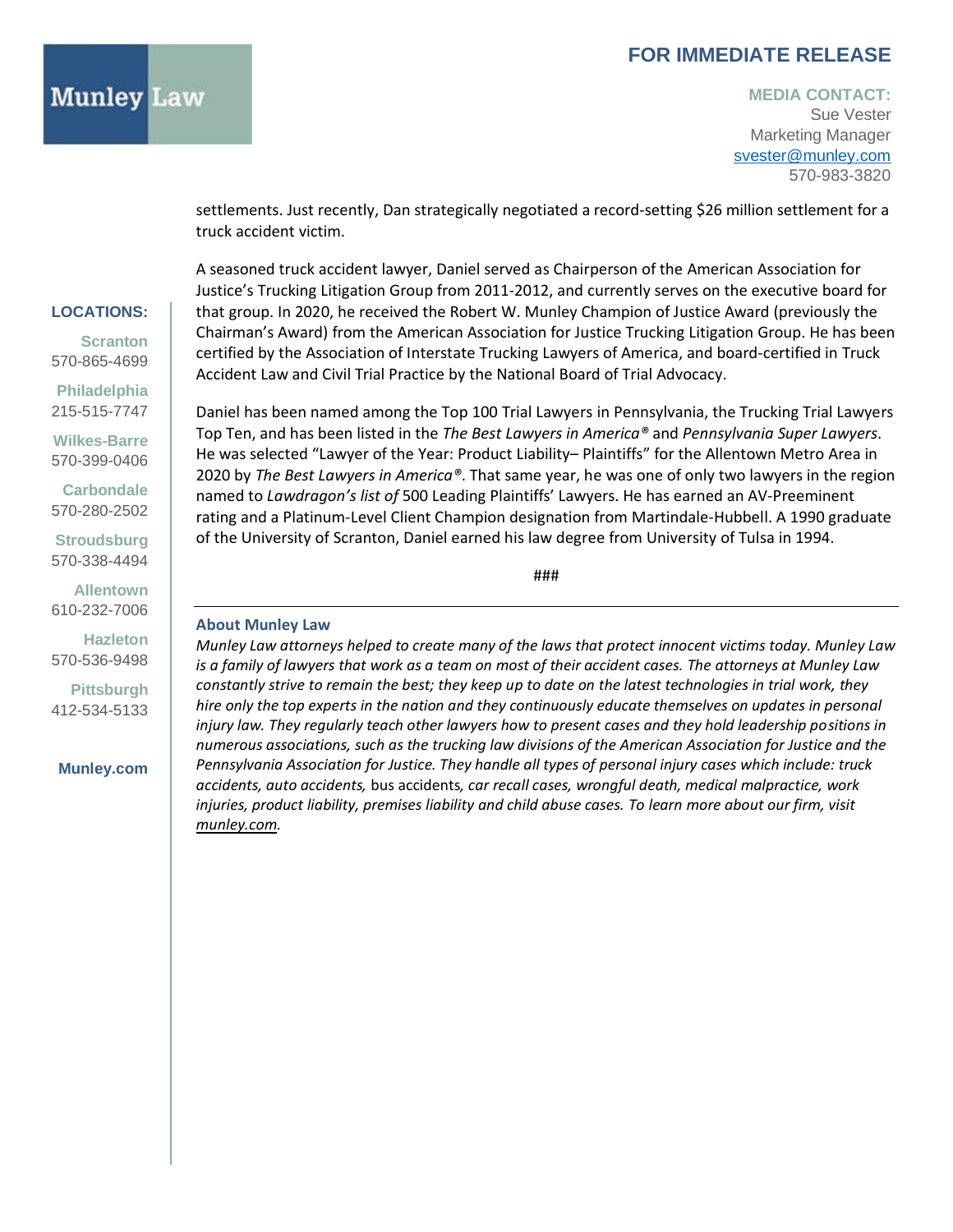**FOR IMMEDIATE RELEASE**

**MEDIA CONTACT:**
Sue Vester
Marketing Manager
svester@munley.com
570-983-3820

**LOCATIONS:**

**Scranton**
570-865-4699

**Philadelphia**
215-515-7747

**Wilkes-Barre**
570-399-0406

**Carbondale**
570-280-2502

**Stroudsburg**
570-338-4494

**Allentown**
610-232-7006

**Hazleton**
570-536-9498

**Pittsburgh**
412-534-5133

**Munley.com**

settlements. Just recently, Dan strategically negotiated a record-setting $26 million settlement for a truck accident victim.

A seasoned truck accident lawyer, Daniel served as Chairperson of the American Association for Justice's Trucking Litigation Group from 2011-2012, and currently serves on the executive board for that group. In 2020, he received the Robert W. Munley Champion of Justice Award (previously the Chairman's Award) from the American Association for Justice Trucking Litigation Group. He has been certified by the Association of Interstate Trucking Lawyers of America, and board-certified in Truck Accident Law and Civil Trial Practice by the National Board of Trial Advocacy.

Daniel has been named among the Top 100 Trial Lawyers in Pennsylvania, the Trucking Trial Lawyers Top Ten, and has been listed in the *The Best Lawyers in America®* and *Pennsylvania Super Lawyers*. He was selected "Lawyer of the Year: Product Liability– Plaintiffs" for the Allentown Metro Area in 2020 by *The Best Lawyers in America®*. That same year, he was one of only two lawyers in the region named to *Lawdragon's list of* 500 Leading Plaintiffs' Lawyers. He has earned an AV-Preeminent rating and a Platinum-Level Client Champion designation from Martindale-Hubbell. A 1990 graduate of the University of Scranton, Daniel earned his law degree from University of Tulsa in 1994.

###

---

**About Munley Law**

*Munley Law attorneys helped to create many of the laws that protect innocent victims today. Munley Law is a family of lawyers that work as a team on most of their accident cases. The attorneys at Munley Law constantly strive to remain the best; they keep up to date on the latest technologies in trial work, they hire only the top experts in the nation and they continuously educate themselves on updates in personal injury law. They regularly teach other lawyers how to present cases and they hold leadership positions in numerous associations, such as the trucking law divisions of the American Association for Justice and the Pennsylvania Association for Justice. They handle all types of personal injury cases which include: truck accidents, auto accidents,* bus accidents*, car recall cases, wrongful death, medical malpractice, work injuries, product liability, premises liability and child abuse cases. To learn more about our firm, visit munley.com.*